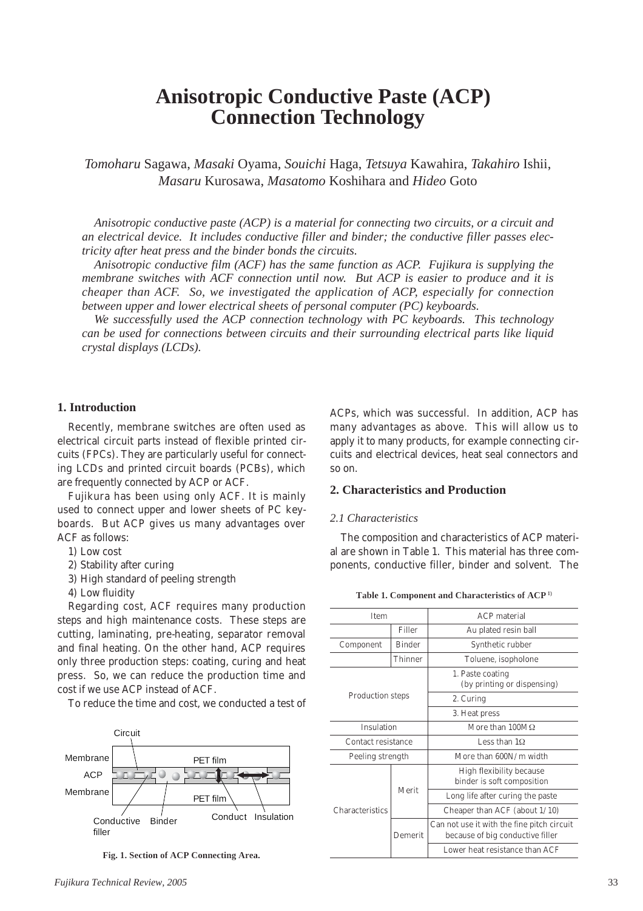# Anisotropic Conductive Paste (ACP) Connection Technology

*Tomoharu* Sagawa, *Masaki* Oyama, *Souichi* Haga, *Tetsuya* Kawahira, *Takahiro* Ishii, *Masaru* Kurosawa, *Masatomo* Koshihara and *Hideo* Goto

*Anisotropic conductive paste (ACP) is a material for connecting two circuits, or a circuit and an electrical device. It includes conductive filler and binder; the conductive filler passes electricity after heat press and the binder bonds the circuits.*

*Anisotropic conductive film (ACF) has the same function as ACP. Fujikura is supplying the membrane switches with ACF connection until now. But ACP is easier to produce and it is cheaper than ACF. So, we investigated the application of ACP, especially for connection between upper and lower electrical sheets of personal computer (PC) keyboards.*

*We successfully used the ACP connection technology with PC keyboards. This technology can be used for connections between circuits and their surrounding electrical parts like liquid crystal displays (LCDs).*

## 1. Introduction

Recently, membrane switches are often used as electrical circuit parts instead of flexible printed circuits (FPCs). They are particularly useful for connecting LCDs and printed circuit boards (PCBs), which are frequently connected by ACP or ACF.

Fujikura has been using only ACF. It is mainly used to connect upper and lower sheets of PC keyboards. But ACP gives us many advantages over ACF as follows:

1) Low cost
2) Stability after curing
3) High standard of peeling strength
4) Low fluidity

Regarding cost, ACF requires many production steps and high maintenance costs. These steps are cutting, laminating, pre-heating, separator removal and final heating. On the other hand, ACP requires only three production steps: coating, curing and heat press. So, we can reduce the production time and cost if we use ACP instead of ACF.

To reduce the time and cost, we conducted a test of ACPs, which was successful. In addition, ACP has many advantages as above. This will allow us to apply it to many products, for example connecting circuits and electrical devices, heat seal connectors and so on.

Circuit, Membrane, ACP, Membrane, PET film, PET film, Conductive filler, Binder, Conduct, Insulation

**Fig. 1. Section of ACP Connecting Area.**

## 2. Characteristics and Production

### *2.1 Characteristics*

The composition and characteristics of ACP material are shown in Table 1. This material has three components, conductive filler, binder and solvent. The

**Table 1. Component and Characteristics of ACP [1)]**

| Item | | ACP material |
|---|---|---|
| Component | Filler | Au plated resin ball |
| | Binder | Synthetic rubber |
| | Thinner | Toluene, isopholone |
| Production steps | | 1. Paste coating (by printing or dispensing) |
| | | 2. Curing |
| | | 3. Heat press |
| Insulation | | More than 100MΩ |
| Contact resistance | | Less than 1Ω |
| Peeling strength | | More than 600N/m width |
| Characteristics | Merit | High flexibility because binder is soft composition |
| | | Long life after curing the paste |
| | | Cheaper than ACF (about 1/10) |
| | Demerit | Can not use it with the fine pitch circuit because of big conductive filler |
| | | Lower heat resistance than ACF |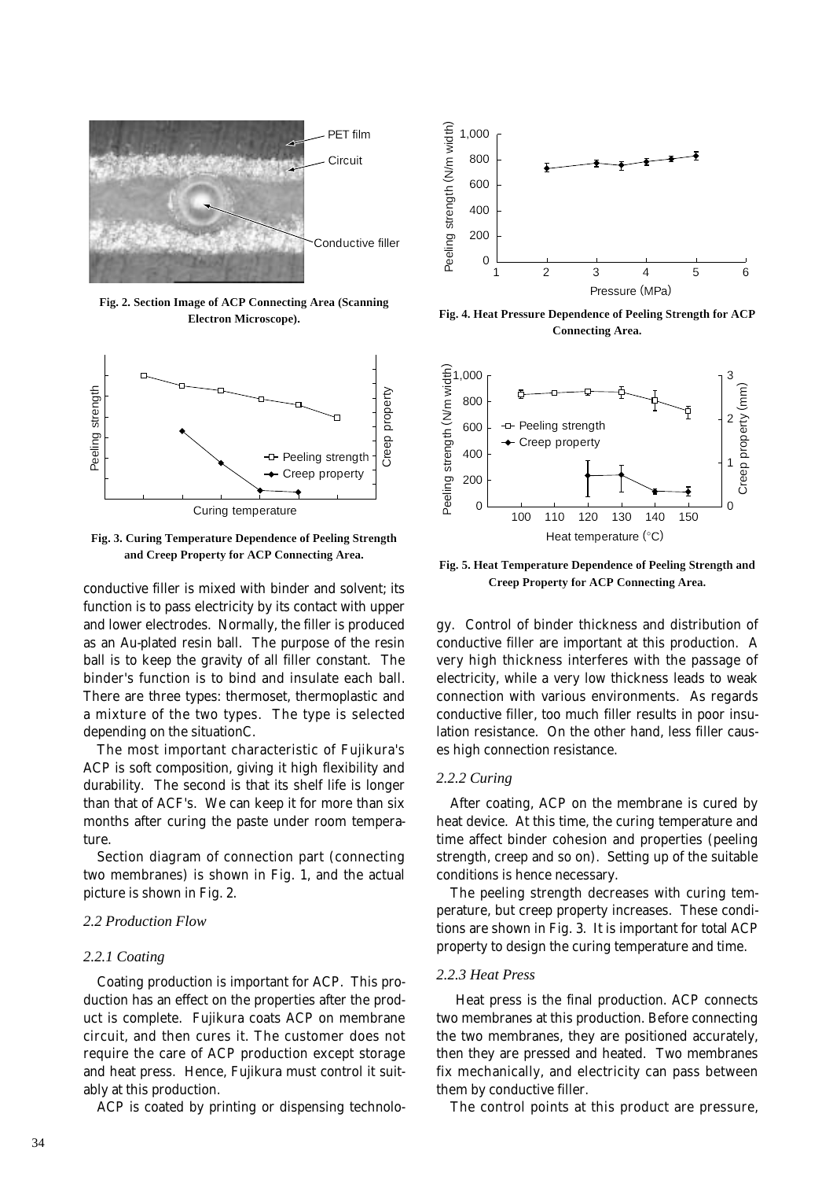Fig. 2. Section Image of ACP Connecting Area (Scanning Electron Microscope).

Fig. 3. Curing Temperature Dependence of Peeling Strength and Creep Property for ACP Connecting Area.

conductive filler is mixed with binder and solvent; its function is to pass electricity by its contact with upper and lower electrodes. Normally, the filler is produced as an Au-plated resin ball. The purpose of the resin ball is to keep the gravity of all filler constant. The binder's function is to bind and insulate each ball. There are three types: thermoset, thermoplastic and a mixture of the two types. The type is selected depending on the situationC.

The most important characteristic of Fujikura's ACP is soft composition, giving it high flexibility and durability. The second is that its shelf life is longer than that of ACF's. We can keep it for more than six months after curing the paste under room temperature.

Section diagram of connection part (connecting two membranes) is shown in Fig. 1, and the actual picture is shown in Fig. 2.

### 2.2 Production Flow

#### 2.2.1 Coating

Coating production is important for ACP. This production has an effect on the properties after the product is complete. Fujikura coats ACP on membrane circuit, and then cures it. The customer does not require the care of ACP production except storage and heat press. Hence, Fujikura must control it suitably at this production.

ACP is coated by printing or dispensing technology. Control of binder thickness and distribution of conductive filler are important at this production. A very high thickness interferes with the passage of electricity, while a very low thickness leads to weak connection with various environments. As regards conductive filler, too much filler results in poor insulation resistance. On the other hand, less filler causes high connection resistance.

Fig. 4. Heat Pressure Dependence of Peeling Strength for ACP Connecting Area.

Fig. 5. Heat Temperature Dependence of Peeling Strength and Creep Property for ACP Connecting Area.

#### 2.2.2 Curing

After coating, ACP on the membrane is cured by heat device. At this time, the curing temperature and time affect binder cohesion and properties (peeling strength, creep and so on). Setting up of the suitable conditions is hence necessary.

The peeling strength decreases with curing temperature, but creep property increases. These conditions are shown in Fig. 3. It is important for total ACP property to design the curing temperature and time.

#### 2.2.3 Heat Press

Heat press is the final production. ACP connects two membranes at this production. Before connecting the two membranes, they are positioned accurately, then they are pressed and heated. Two membranes fix mechanically, and electricity can pass between them by conductive filler.

The control points at this product are pressure,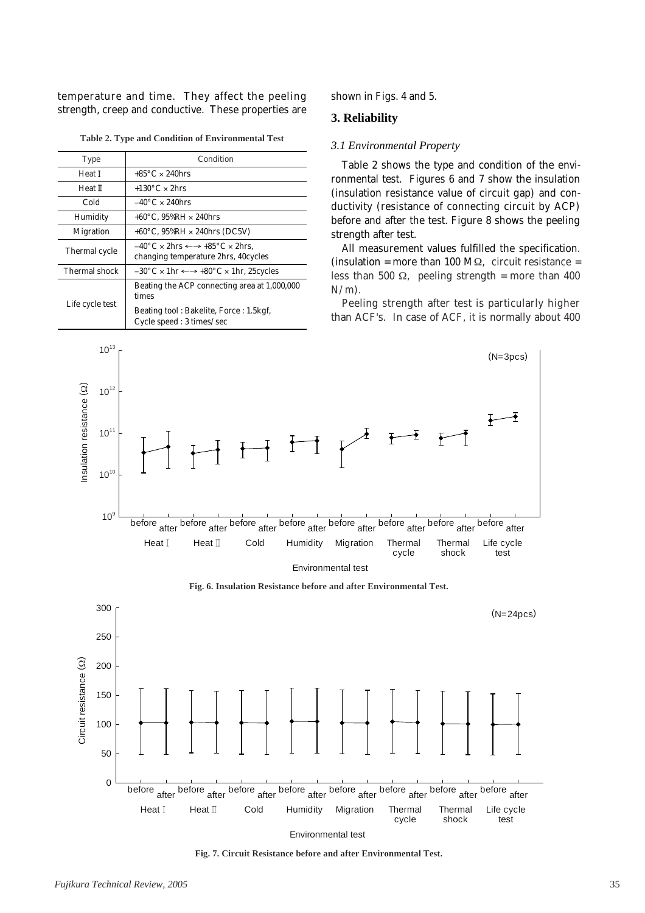temperature and time. They affect the peeling strength, creep and conductive. These properties are shown in Figs. 4 and 5.

**Table 2. Type and Condition of Environmental Test**

| Type | Condition |
|---|---|
| Heat I | +85°C × 240hrs |
| Heat II | +130°C × 2hrs |
| Cold | −40°C × 240hrs |
| Humidity | +60°C, 95%RH × 240hrs |
| Migration | +60°C, 95%RH × 240hrs (DC5V) |
| Thermal cycle | −40°C × 2hrs ←→ +85°C × 2hrs, changing temperature 2hrs, 40cycles |
| Thermal shock | −30°C × 1hr ←→ +80°C × 1hr, 25cycles |
| Life cycle test | Beating the ACP connecting area at 1,000,000 times<br>Beating tool : Bakelite, Force : 1.5kgf, Cycle speed : 3 times/sec |

## 3. Reliability

### 3.1 Environmental Property

Table 2 shows the type and condition of the environmental test. Figures 6 and 7 show the insulation (insulation resistance value of circuit gap) and conductivity (resistance of connecting circuit by ACP) before and after the test. Figure 8 shows the peeling strength after test.

All measurement values fulfilled the specification. (insulation = more than 100 MΩ, circuit resistance = less than 500 Ω, peeling strength = more than 400 N/m).

Peeling strength after test is particularly higher than ACF's. In case of ACF, it is normally about 400

**Fig. 6. Insulation Resistance before and after Environmental Test.**

**Fig. 7. Circuit Resistance before and after Environmental Test.**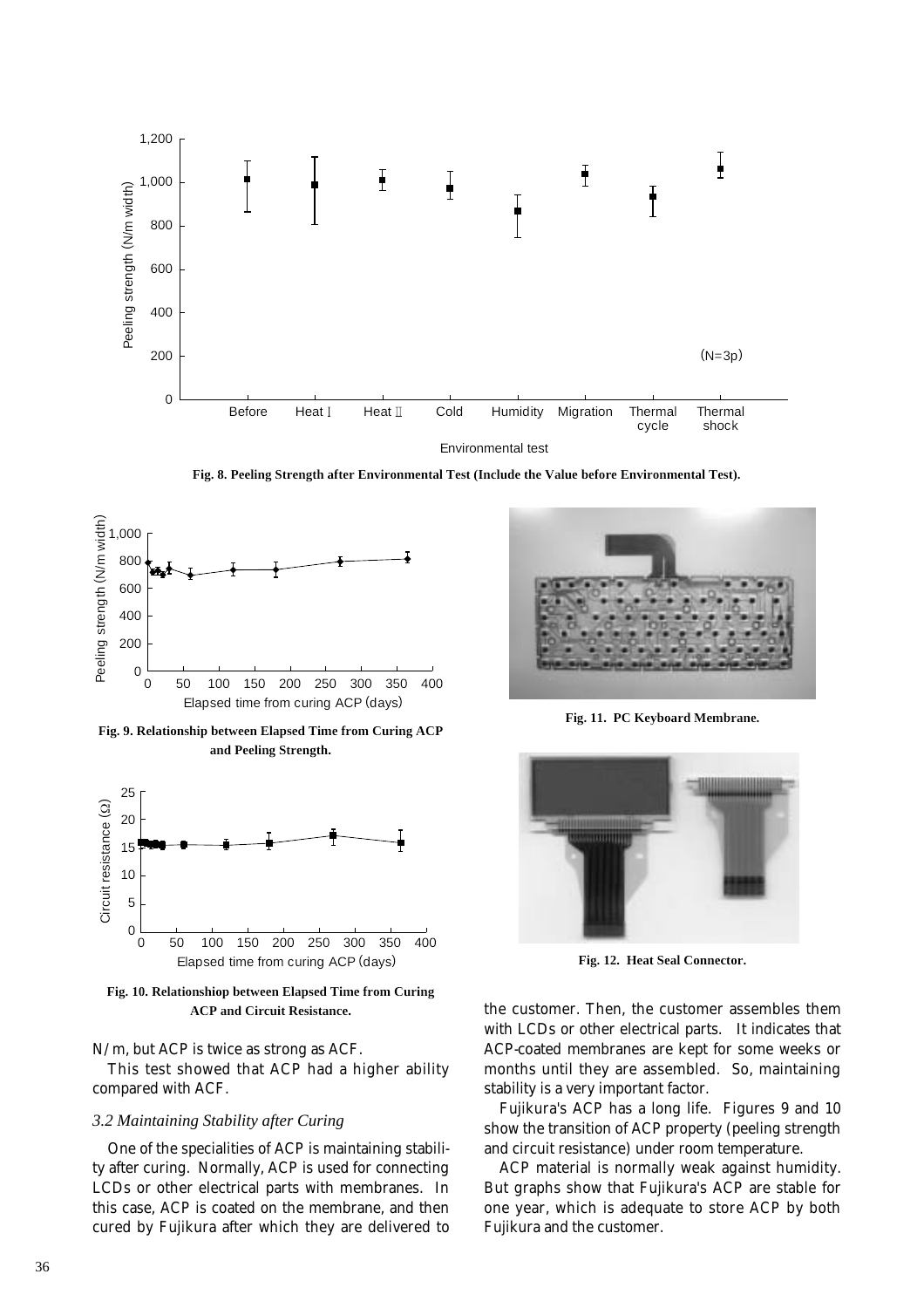Fig. 8. Peeling Strength after Environmental Test (Include the Value before Environmental Test).

Fig. 9. Relationship between Elapsed Time from Curing ACP and Peeling Strength.

Fig. 10. Relationshiop between Elapsed Time from Curing ACP and Circuit Resistance.

N/m, but ACP is twice as strong as ACF.

This test showed that ACP had a higher ability compared with ACF.

### *3.2 Maintaining Stability after Curing*

One of the specialities of ACP is maintaining stability after curing. Normally, ACP is used for connecting LCDs or other electrical parts with membranes. In this case, ACP is coated on the membrane, and then cured by Fujikura after which they are delivered to the customer. Then, the customer assembles them with LCDs or other electrical parts. It indicates that ACP-coated membranes are kept for some weeks or months until they are assembled. So, maintaining stability is a very important factor.

Fujikura's ACP has a long life. Figures 9 and 10 show the transition of ACP property (peeling strength and circuit resistance) under room temperature.

ACP material is normally weak against humidity. But graphs show that Fujikura's ACP are stable for one year, which is adequate to store ACP by both Fujikura and the customer.

Fig. 11. PC Keyboard Membrane.

Fig. 12. Heat Seal Connector.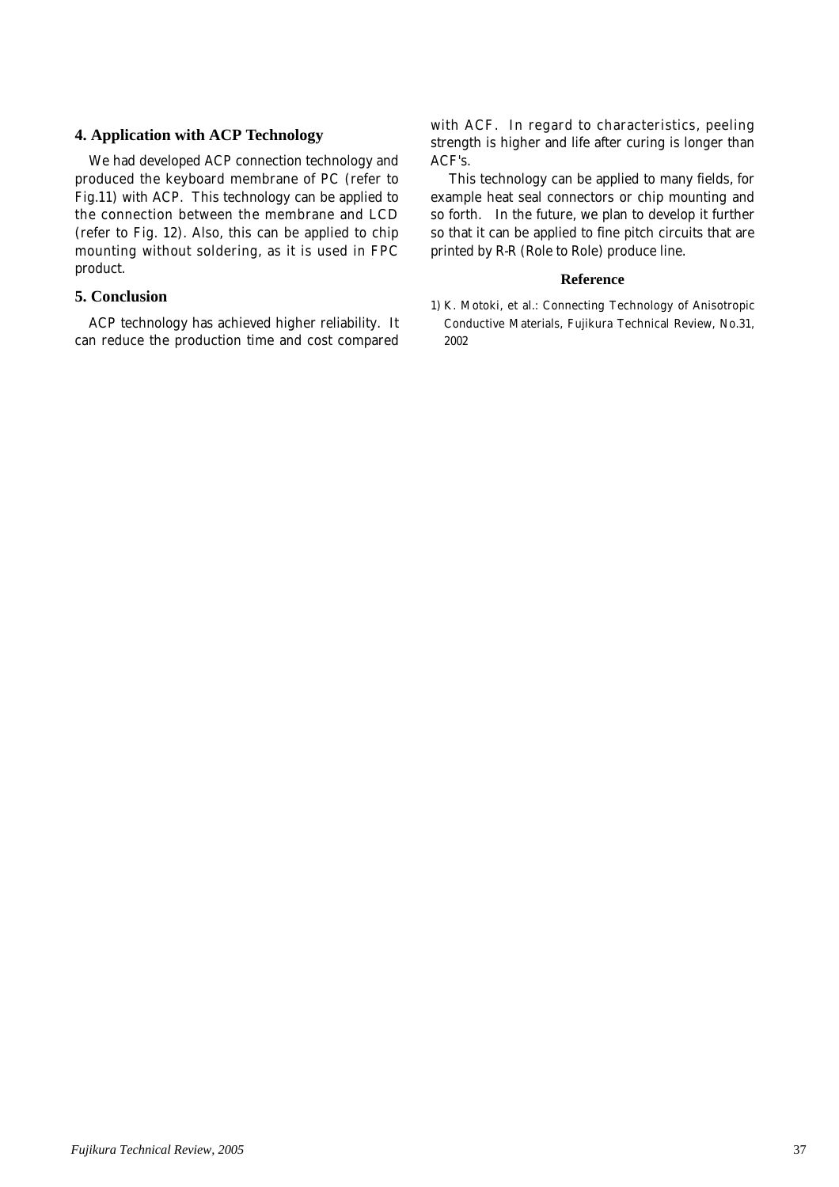## 4. Application with ACP Technology

We had developed ACP connection technology and produced the keyboard membrane of PC (refer to Fig.11) with ACP. This technology can be applied to the connection between the membrane and LCD (refer to Fig. 12). Also, this can be applied to chip mounting without soldering, as it is used in FPC product.

## 5. Conclusion

ACP technology has achieved higher reliability. It can reduce the production time and cost compared with ACF. In regard to characteristics, peeling strength is higher and life after curing is longer than ACF's.

This technology can be applied to many fields, for example heat seal connectors or chip mounting and so forth. In the future, we plan to develop it further so that it can be applied to fine pitch circuits that are printed by R-R (Role to Role) produce line.

### Reference

1) K. Motoki, et al.: Connecting Technology of Anisotropic Conductive Materials, Fujikura Technical Review, No.31, 2002